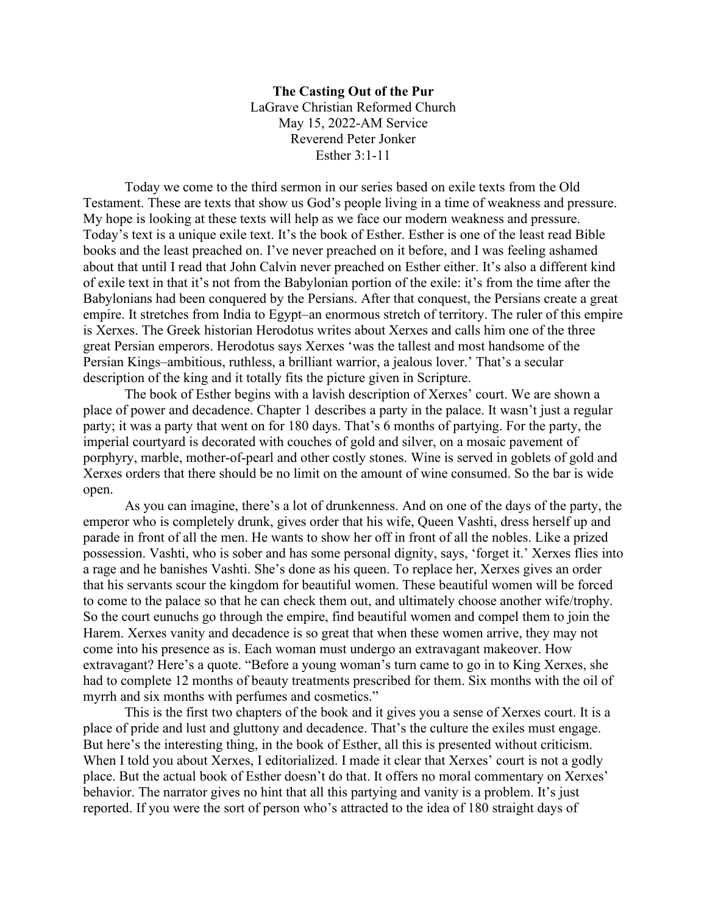**The Casting Out of the Pur**
LaGrave Christian Reformed Church
May 15, 2022-AM Service
Reverend Peter Jonker
Esther 3:1-11

Today we come to the third sermon in our series based on exile texts from the Old Testament. These are texts that show us God's people living in a time of weakness and pressure. My hope is looking at these texts will help as we face our modern weakness and pressure. Today's text is a unique exile text. It's the book of Esther. Esther is one of the least read Bible books and the least preached on. I've never preached on it before, and I was feeling ashamed about that until I read that John Calvin never preached on Esther either. It's also a different kind of exile text in that it's not from the Babylonian portion of the exile: it's from the time after the Babylonians had been conquered by the Persians. After that conquest, the Persians create a great empire. It stretches from India to Egypt–an enormous stretch of territory. The ruler of this empire is Xerxes. The Greek historian Herodotus writes about Xerxes and calls him one of the three great Persian emperors. Herodotus says Xerxes 'was the tallest and most handsome of the Persian Kings–ambitious, ruthless, a brilliant warrior, a jealous lover.' That's a secular description of the king and it totally fits the picture given in Scripture.

The book of Esther begins with a lavish description of Xerxes' court. We are shown a place of power and decadence. Chapter 1 describes a party in the palace. It wasn't just a regular party; it was a party that went on for 180 days. That's 6 months of partying. For the party, the imperial courtyard is decorated with couches of gold and silver, on a mosaic pavement of porphyry, marble, mother-of-pearl and other costly stones. Wine is served in goblets of gold and Xerxes orders that there should be no limit on the amount of wine consumed. So the bar is wide open.

As you can imagine, there's a lot of drunkenness. And on one of the days of the party, the emperor who is completely drunk, gives order that his wife, Queen Vashti, dress herself up and parade in front of all the men. He wants to show her off in front of all the nobles. Like a prized possession. Vashti, who is sober and has some personal dignity, says, 'forget it.' Xerxes flies into a rage and he banishes Vashti. She's done as his queen. To replace her, Xerxes gives an order that his servants scour the kingdom for beautiful women. These beautiful women will be forced to come to the palace so that he can check them out, and ultimately choose another wife/trophy. So the court eunuchs go through the empire, find beautiful women and compel them to join the Harem. Xerxes vanity and decadence is so great that when these women arrive, they may not come into his presence as is. Each woman must undergo an extravagant makeover. How extravagant? Here's a quote. "Before a young woman's turn came to go in to King Xerxes, she had to complete 12 months of beauty treatments prescribed for them. Six months with the oil of myrrh and six months with perfumes and cosmetics."

This is the first two chapters of the book and it gives you a sense of Xerxes court. It is a place of pride and lust and gluttony and decadence. That's the culture the exiles must engage. But here's the interesting thing, in the book of Esther, all this is presented without criticism. When I told you about Xerxes, I editorialized. I made it clear that Xerxes' court is not a godly place. But the actual book of Esther doesn't do that. It offers no moral commentary on Xerxes' behavior. The narrator gives no hint that all this partying and vanity is a problem. It's just reported. If you were the sort of person who's attracted to the idea of 180 straight days of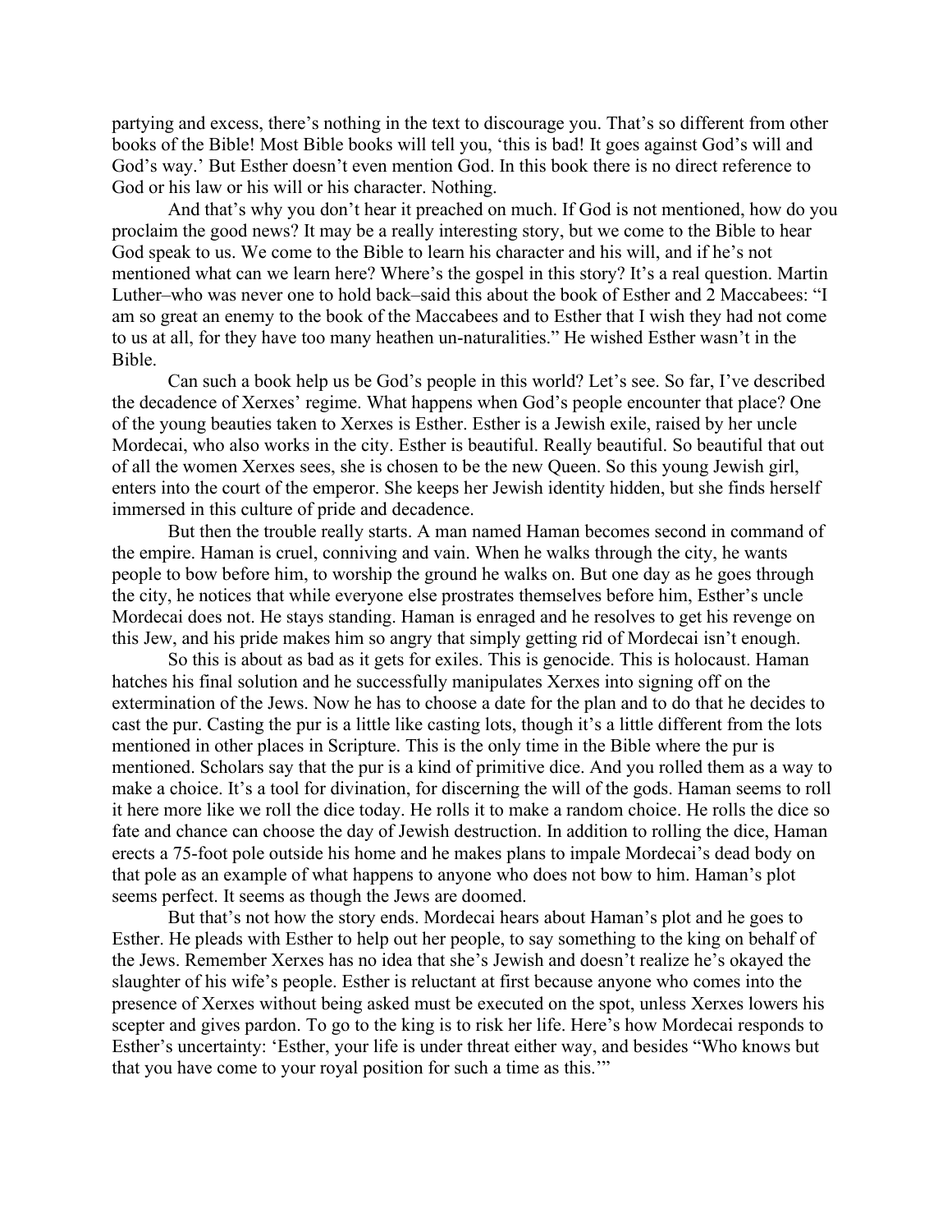partying and excess, there's nothing in the text to discourage you. That's so different from other books of the Bible! Most Bible books will tell you, 'this is bad! It goes against God's will and God's way.' But Esther doesn't even mention God. In this book there is no direct reference to God or his law or his will or his character. Nothing.

And that's why you don't hear it preached on much. If God is not mentioned, how do you proclaim the good news? It may be a really interesting story, but we come to the Bible to hear God speak to us. We come to the Bible to learn his character and his will, and if he's not mentioned what can we learn here? Where's the gospel in this story? It's a real question. Martin Luther–who was never one to hold back–said this about the book of Esther and 2 Maccabees: "I am so great an enemy to the book of the Maccabees and to Esther that I wish they had not come to us at all, for they have too many heathen un-naturalities." He wished Esther wasn't in the Bible.

Can such a book help us be God's people in this world? Let's see. So far, I've described the decadence of Xerxes' regime. What happens when God's people encounter that place? One of the young beauties taken to Xerxes is Esther. Esther is a Jewish exile, raised by her uncle Mordecai, who also works in the city. Esther is beautiful. Really beautiful. So beautiful that out of all the women Xerxes sees, she is chosen to be the new Queen. So this young Jewish girl, enters into the court of the emperor. She keeps her Jewish identity hidden, but she finds herself immersed in this culture of pride and decadence.

But then the trouble really starts. A man named Haman becomes second in command of the empire. Haman is cruel, conniving and vain. When he walks through the city, he wants people to bow before him, to worship the ground he walks on. But one day as he goes through the city, he notices that while everyone else prostrates themselves before him, Esther's uncle Mordecai does not. He stays standing. Haman is enraged and he resolves to get his revenge on this Jew, and his pride makes him so angry that simply getting rid of Mordecai isn't enough.

So this is about as bad as it gets for exiles. This is genocide. This is holocaust. Haman hatches his final solution and he successfully manipulates Xerxes into signing off on the extermination of the Jews. Now he has to choose a date for the plan and to do that he decides to cast the pur. Casting the pur is a little like casting lots, though it's a little different from the lots mentioned in other places in Scripture. This is the only time in the Bible where the pur is mentioned. Scholars say that the pur is a kind of primitive dice. And you rolled them as a way to make a choice. It's a tool for divination, for discerning the will of the gods. Haman seems to roll it here more like we roll the dice today. He rolls it to make a random choice. He rolls the dice so fate and chance can choose the day of Jewish destruction. In addition to rolling the dice, Haman erects a 75-foot pole outside his home and he makes plans to impale Mordecai's dead body on that pole as an example of what happens to anyone who does not bow to him. Haman's plot seems perfect. It seems as though the Jews are doomed.

But that's not how the story ends. Mordecai hears about Haman's plot and he goes to Esther. He pleads with Esther to help out her people, to say something to the king on behalf of the Jews. Remember Xerxes has no idea that she's Jewish and doesn't realize he's okayed the slaughter of his wife's people. Esther is reluctant at first because anyone who comes into the presence of Xerxes without being asked must be executed on the spot, unless Xerxes lowers his scepter and gives pardon. To go to the king is to risk her life. Here's how Mordecai responds to Esther's uncertainty: 'Esther, your life is under threat either way, and besides "Who knows but that you have come to your royal position for such a time as this."'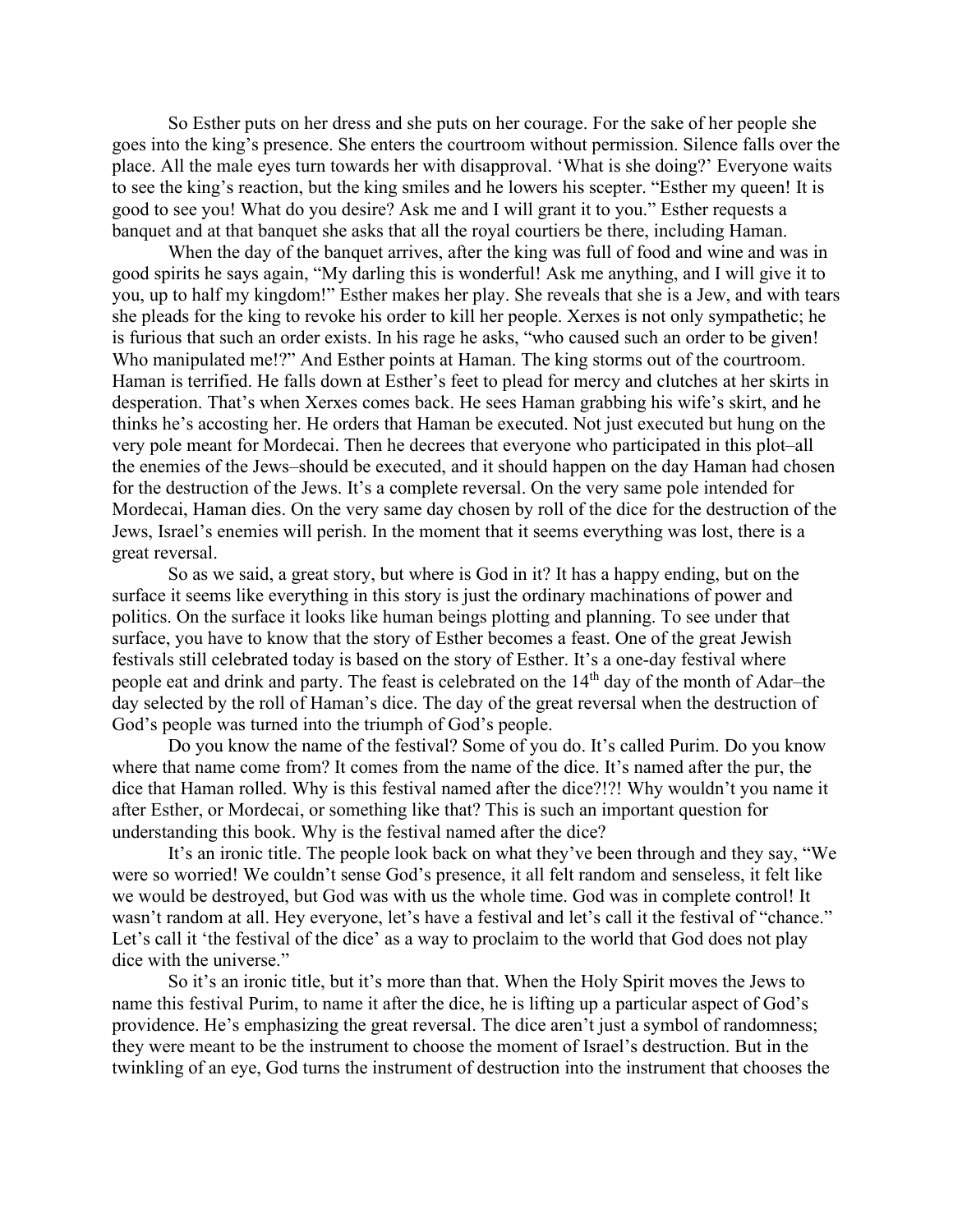So Esther puts on her dress and she puts on her courage. For the sake of her people she goes into the king's presence. She enters the courtroom without permission. Silence falls over the place. All the male eyes turn towards her with disapproval. 'What is she doing?' Everyone waits to see the king's reaction, but the king smiles and he lowers his scepter. "Esther my queen! It is good to see you! What do you desire? Ask me and I will grant it to you." Esther requests a banquet and at that banquet she asks that all the royal courtiers be there, including Haman.

When the day of the banquet arrives, after the king was full of food and wine and was in good spirits he says again, "My darling this is wonderful! Ask me anything, and I will give it to you, up to half my kingdom!" Esther makes her play. She reveals that she is a Jew, and with tears she pleads for the king to revoke his order to kill her people. Xerxes is not only sympathetic; he is furious that such an order exists. In his rage he asks, "who caused such an order to be given! Who manipulated me!?" And Esther points at Haman. The king storms out of the courtroom. Haman is terrified. He falls down at Esther's feet to plead for mercy and clutches at her skirts in desperation. That's when Xerxes comes back. He sees Haman grabbing his wife's skirt, and he thinks he's accosting her. He orders that Haman be executed. Not just executed but hung on the very pole meant for Mordecai. Then he decrees that everyone who participated in this plot–all the enemies of the Jews–should be executed, and it should happen on the day Haman had chosen for the destruction of the Jews. It's a complete reversal. On the very same pole intended for Mordecai, Haman dies. On the very same day chosen by roll of the dice for the destruction of the Jews, Israel's enemies will perish. In the moment that it seems everything was lost, there is a great reversal.

So as we said, a great story, but where is God in it? It has a happy ending, but on the surface it seems like everything in this story is just the ordinary machinations of power and politics. On the surface it looks like human beings plotting and planning. To see under that surface, you have to know that the story of Esther becomes a feast. One of the great Jewish festivals still celebrated today is based on the story of Esther. It's a one-day festival where people eat and drink and party. The feast is celebrated on the 14th day of the month of Adar–the day selected by the roll of Haman's dice. The day of the great reversal when the destruction of God's people was turned into the triumph of God's people.

Do you know the name of the festival? Some of you do. It's called Purim. Do you know where that name come from? It comes from the name of the dice. It's named after the pur, the dice that Haman rolled. Why is this festival named after the dice?!?! Why wouldn't you name it after Esther, or Mordecai, or something like that? This is such an important question for understanding this book. Why is the festival named after the dice?

It's an ironic title. The people look back on what they've been through and they say, "We were so worried! We couldn't sense God's presence, it all felt random and senseless, it felt like we would be destroyed, but God was with us the whole time. God was in complete control! It wasn't random at all. Hey everyone, let's have a festival and let's call it the festival of "chance." Let's call it 'the festival of the dice' as a way to proclaim to the world that God does not play dice with the universe."

So it's an ironic title, but it's more than that. When the Holy Spirit moves the Jews to name this festival Purim, to name it after the dice, he is lifting up a particular aspect of God's providence. He's emphasizing the great reversal. The dice aren't just a symbol of randomness; they were meant to be the instrument to choose the moment of Israel's destruction. But in the twinkling of an eye, God turns the instrument of destruction into the instrument that chooses the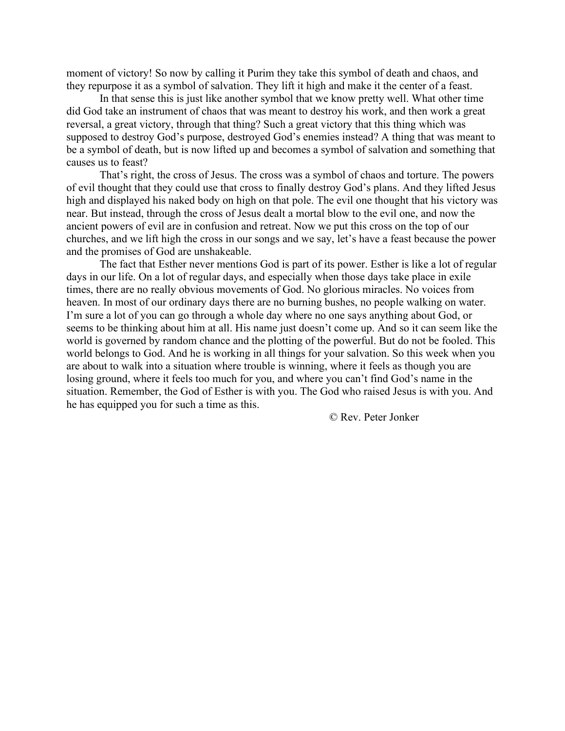moment of victory! So now by calling it Purim they take this symbol of death and chaos, and they repurpose it as a symbol of salvation. They lift it high and make it the center of a feast.

In that sense this is just like another symbol that we know pretty well. What other time did God take an instrument of chaos that was meant to destroy his work, and then work a great reversal, a great victory, through that thing? Such a great victory that this thing which was supposed to destroy God's purpose, destroyed God's enemies instead? A thing that was meant to be a symbol of death, but is now lifted up and becomes a symbol of salvation and something that causes us to feast?

That's right, the cross of Jesus. The cross was a symbol of chaos and torture. The powers of evil thought that they could use that cross to finally destroy God's plans. And they lifted Jesus high and displayed his naked body on high on that pole. The evil one thought that his victory was near. But instead, through the cross of Jesus dealt a mortal blow to the evil one, and now the ancient powers of evil are in confusion and retreat. Now we put this cross on the top of our churches, and we lift high the cross in our songs and we say, let's have a feast because the power and the promises of God are unshakeable.

The fact that Esther never mentions God is part of its power. Esther is like a lot of regular days in our life. On a lot of regular days, and especially when those days take place in exile times, there are no really obvious movements of God. No glorious miracles. No voices from heaven. In most of our ordinary days there are no burning bushes, no people walking on water. I'm sure a lot of you can go through a whole day where no one says anything about God, or seems to be thinking about him at all. His name just doesn't come up. And so it can seem like the world is governed by random chance and the plotting of the powerful. But do not be fooled. This world belongs to God. And he is working in all things for your salvation. So this week when you are about to walk into a situation where trouble is winning, where it feels as though you are losing ground, where it feels too much for you, and where you can't find God's name in the situation. Remember, the God of Esther is with you. The God who raised Jesus is with you. And he has equipped you for such a time as this.

© Rev. Peter Jonker